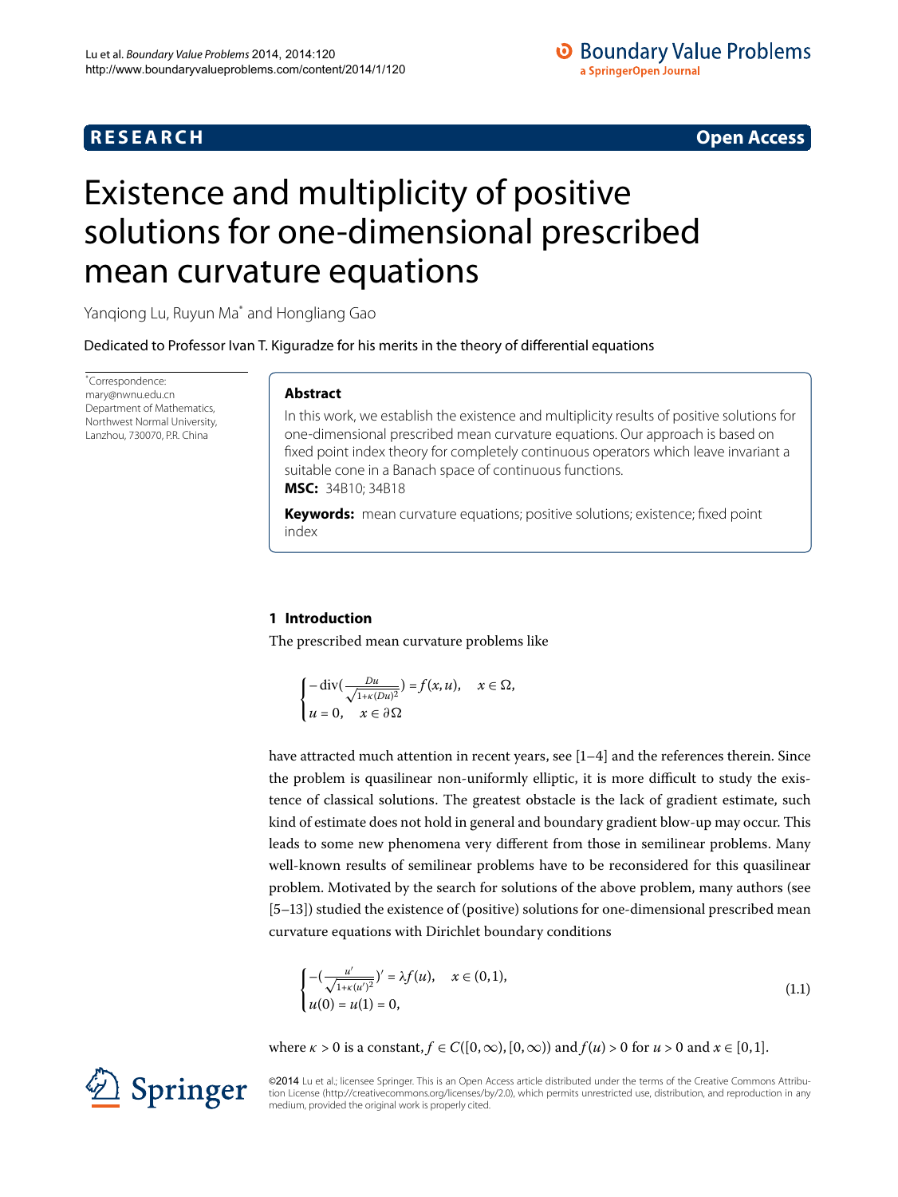RESEARCH | Open Access

# Existence and multiplicity of positive solutions for one-dimensional prescribed mean curvature equations

Yanqiong Lu, Ruyun Ma* and Hongliang Gao

Dedicated to Professor Ivan T. Kiguradze for his merits in the theory of differential equations

*Correspondence: mary@nwnu.edu.cn
Department of Mathematics, Northwest Normal University, Lanzhou, 730070, P.R. China

## Abstract

In this work, we establish the existence and multiplicity results of positive solutions for one-dimensional prescribed mean curvature equations. Our approach is based on fixed point index theory for completely continuous operators which leave invariant a suitable cone in a Banach space of continuous functions.

**MSC:** 34B10; 34B18

**Keywords:** mean curvature equations; positive solutions; existence; fixed point index

## 1 Introduction

The prescribed mean curvature problems like

$$\begin{cases} -\operatorname{div}\left(\frac{Du}{\sqrt{1+\kappa(Du)^2}}\right) = f(x,u), & x \in \Omega, \\ u = 0, & x \in \partial\Omega \end{cases}$$

have attracted much attention in recent years, see [1–4] and the references therein. Since the problem is quasilinear non-uniformly elliptic, it is more difficult to study the existence of classical solutions. The greatest obstacle is the lack of gradient estimate, such kind of estimate does not hold in general and boundary gradient blow-up may occur. This leads to some new phenomena very different from those in semilinear problems. Many well-known results of semilinear problems have to be reconsidered for this quasilinear problem. Motivated by the search for solutions of the above problem, many authors (see [5–13]) studied the existence of (positive) solutions for one-dimensional prescribed mean curvature equations with Dirichlet boundary conditions

$$\begin{cases} -\left(\frac{u'}{\sqrt{1+\kappa(u')^2}}\right)' = \lambda f(u), & x \in (0,1), \\ u(0) = u(1) = 0, \end{cases} \tag{1.1}$$

where $\kappa > 0$ is a constant, $f \in C([0,\infty),[0,\infty))$ and $f(u) > 0$ for $u > 0$ and $x \in [0,1]$.

©2014 Lu et al.; licensee Springer. This is an Open Access article distributed under the terms of the Creative Commons Attribution License (http://creativecommons.org/licenses/by/2.0), which permits unrestricted use, distribution, and reproduction in any medium, provided the original work is properly cited.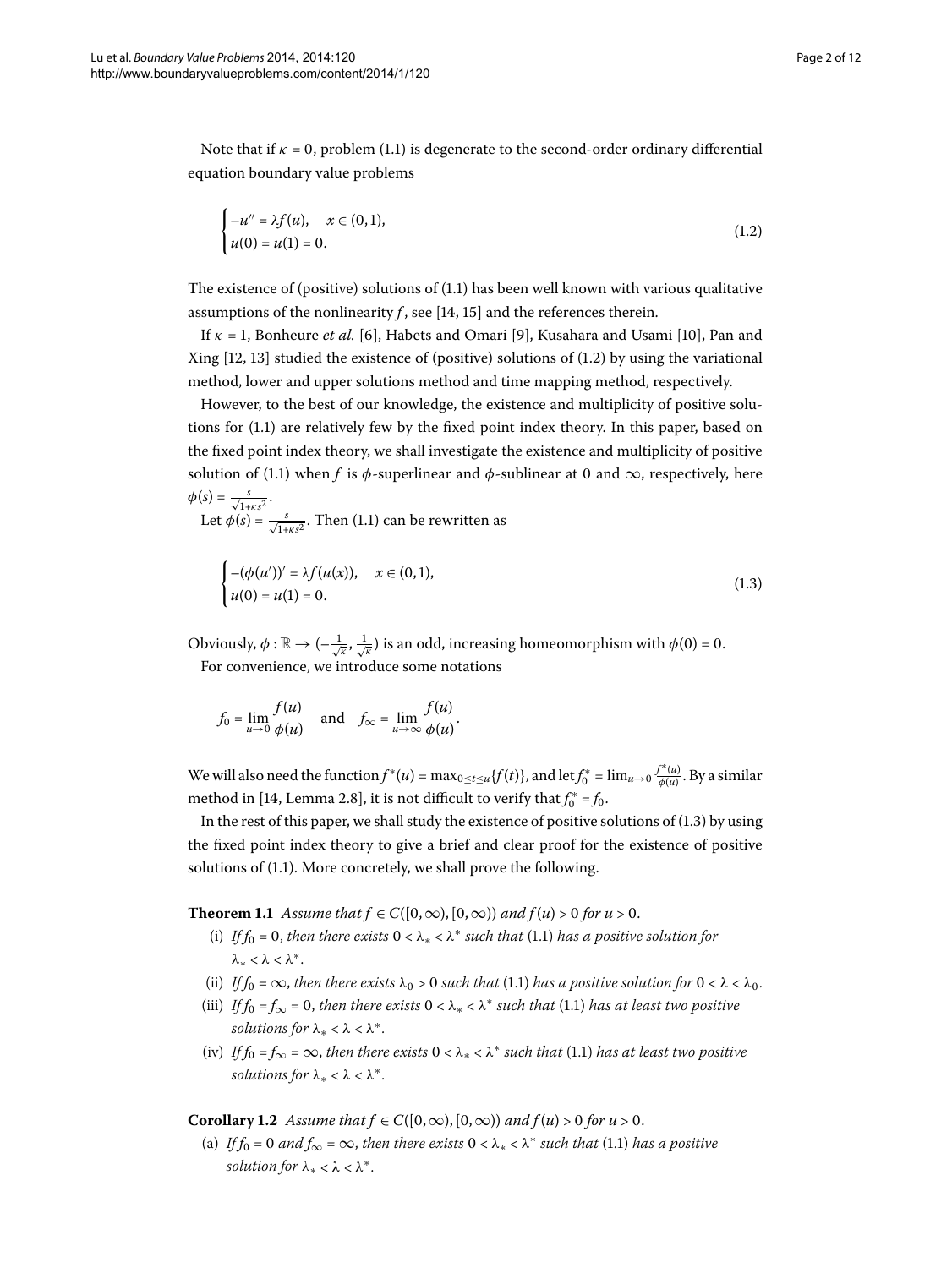Note that if $\kappa = 0$, problem (1.1) is degenerate to the second-order ordinary differential equation boundary value problems

$$\begin{cases} -u'' = \lambda f(u), & x \in (0,1), \\ u(0) = u(1) = 0. \end{cases} \tag{1.2}$$

The existence of (positive) solutions of (1.1) has been well known with various qualitative assumptions of the nonlinearity $f$, see [14, 15] and the references therein.

If $\kappa = 1$, Bonheure *et al.* [6], Habets and Omari [9], Kusahara and Usami [10], Pan and Xing [12, 13] studied the existence of (positive) solutions of (1.2) by using the variational method, lower and upper solutions method and time mapping method, respectively.

However, to the best of our knowledge, the existence and multiplicity of positive solutions for (1.1) are relatively few by the fixed point index theory. In this paper, based on the fixed point index theory, we shall investigate the existence and multiplicity of positive solution of (1.1) when $f$ is $\phi$-superlinear and $\phi$-sublinear at 0 and $\infty$, respectively, here $\phi(s) = \frac{s}{\sqrt{1+\kappa s^2}}$.

Let $\phi(s) = \frac{s}{\sqrt{1+\kappa s^2}}$. Then (1.1) can be rewritten as

$$\begin{cases} -(\phi(u'))' = \lambda f(u(x)), & x \in (0,1), \\ u(0) = u(1) = 0. \end{cases} \tag{1.3}$$

Obviously, $\phi : \mathbb{R} \to (-\frac{1}{\sqrt{\kappa}}, \frac{1}{\sqrt{\kappa}})$ is an odd, increasing homeomorphism with $\phi(0) = 0$.

For convenience, we introduce some notations

$$f_0 = \lim_{u \to 0} \frac{f(u)}{\phi(u)} \quad \text{and} \quad f_\infty = \lim_{u \to \infty} \frac{f(u)}{\phi(u)}.$$

We will also need the function $f^*(u) = \max_{0 \le t \le u}\{f(t)\}$, and let $f_0^* = \lim_{u \to 0} \frac{f^*(u)}{\phi(u)}$. By a similar method in [14, Lemma 2.8], it is not difficult to verify that $f_0^* = f_0$.

In the rest of this paper, we shall study the existence of positive solutions of (1.3) by using the fixed point index theory to give a brief and clear proof for the existence of positive solutions of (1.1). More concretely, we shall prove the following.

**Theorem 1.1** *Assume that $f \in C([0,\infty),[0,\infty))$ and $f(u) > 0$ for $u > 0$.*

- (i) *If $f_0 = 0$, then there exists $0 < \lambda_* < \lambda^*$ such that* (1.1) *has a positive solution for $\lambda_* < \lambda < \lambda^*$.*
- (ii) *If $f_0 = \infty$, then there exists $\lambda_0 > 0$ such that* (1.1) *has a positive solution for $0 < \lambda < \lambda_0$.*
- (iii) *If $f_0 = f_\infty = 0$, then there exists $0 < \lambda_* < \lambda^*$ such that* (1.1) *has at least two positive solutions for $\lambda_* < \lambda < \lambda^*$.*
- (iv) *If $f_0 = f_\infty = \infty$, then there exists $0 < \lambda_* < \lambda^*$ such that* (1.1) *has at least two positive solutions for $\lambda_* < \lambda < \lambda^*$.*

**Corollary 1.2** *Assume that $f \in C([0,\infty),[0,\infty))$ and $f(u) > 0$ for $u > 0$.*

- (a) *If $f_0 = 0$ and $f_\infty = \infty$, then there exists $0 < \lambda_* < \lambda^*$ such that* (1.1) *has a positive solution for $\lambda_* < \lambda < \lambda^*$.*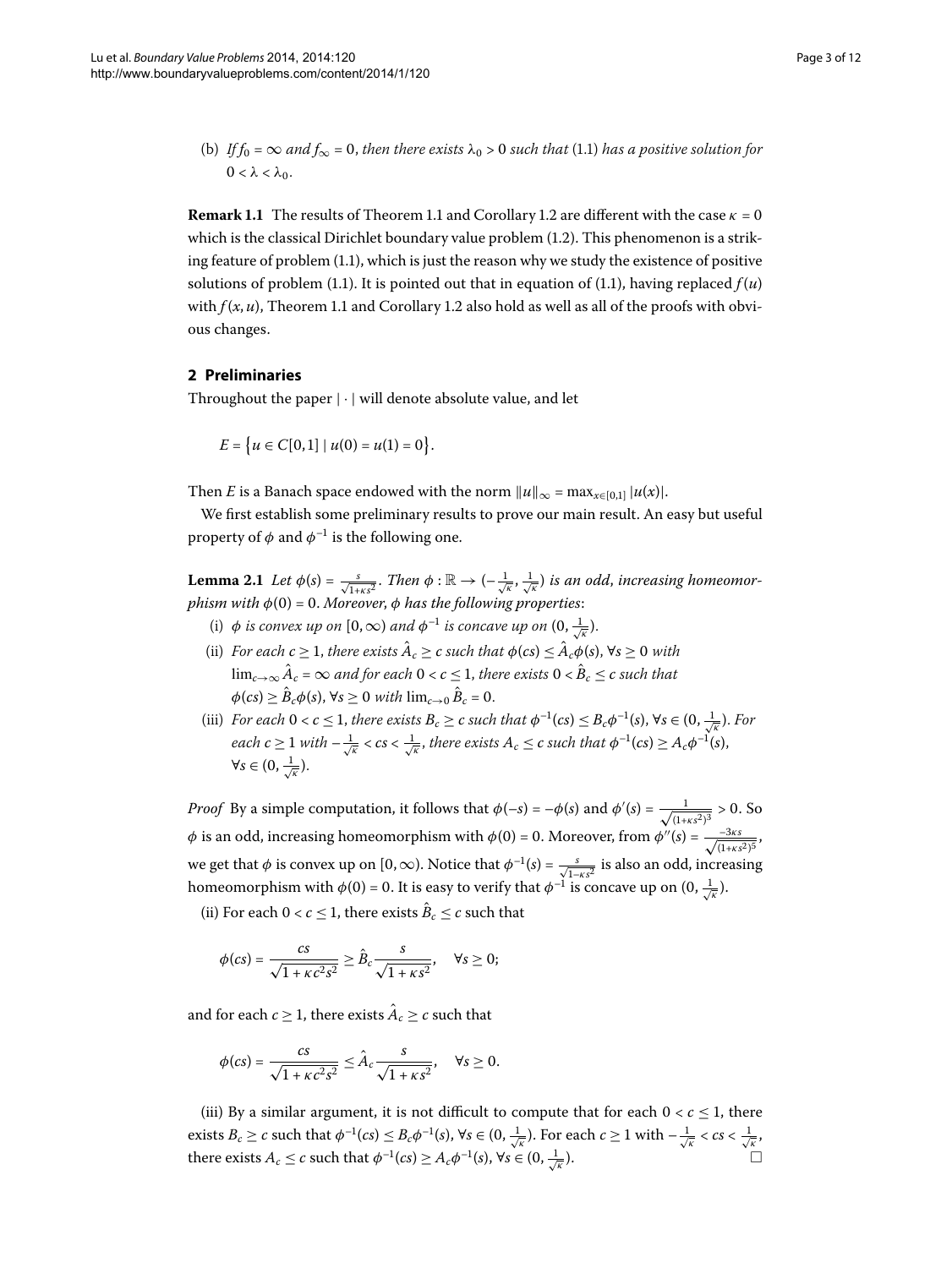(b) *If $f_0 = \infty$ and $f_\infty = 0$, then there exists $\lambda_0 > 0$ such that* (1.1) *has a positive solution for* $0 < \lambda < \lambda_0$.

**Remark 1.1** The results of Theorem 1.1 and Corollary 1.2 are different with the case $\kappa = 0$ which is the classical Dirichlet boundary value problem (1.2). This phenomenon is a striking feature of problem (1.1), which is just the reason why we study the existence of positive solutions of problem (1.1). It is pointed out that in equation of (1.1), having replaced $f(u)$ with $f(x,u)$, Theorem 1.1 and Corollary 1.2 also hold as well as all of the proofs with obvious changes.

## 2 Preliminaries

Throughout the paper $|\cdot|$ will denote absolute value, and let

$$E = \{u \in C[0,1] \mid u(0) = u(1) = 0\}.$$

Then $E$ is a Banach space endowed with the norm $\|u\|_\infty = \max_{x\in[0,1]} |u(x)|$.

We first establish some preliminary results to prove our main result. An easy but useful property of $\phi$ and $\phi^{-1}$ is the following one.

**Lemma 2.1** *Let $\phi(s) = \frac{s}{\sqrt{1+\kappa s^2}}$. Then $\phi : \mathbb{R} \to (-\frac{1}{\sqrt{\kappa}}, \frac{1}{\sqrt{\kappa}})$ is an odd, increasing homeomorphism with $\phi(0) = 0$. Moreover, $\phi$ has the following properties*:

(i) *$\phi$ is convex up on $[0,\infty)$ and $\phi^{-1}$ is concave up on $(0, \frac{1}{\sqrt{\kappa}})$.*

(ii) *For each $c \geq 1$, there exists $\hat{A}_c \geq c$ such that $\phi(cs) \leq \hat{A}_c\phi(s)$, $\forall s \geq 0$ with $\lim_{c\to\infty} \hat{A}_c = \infty$ and for each $0 < c \leq 1$, there exists $0 < \hat{B}_c \leq c$ such that $\phi(cs) \geq \hat{B}_c\phi(s)$, $\forall s \geq 0$ with $\lim_{c\to 0} \hat{B}_c = 0$.*

(iii) *For each $0 < c \leq 1$, there exists $B_c \geq c$ such that $\phi^{-1}(cs) \leq B_c\phi^{-1}(s)$, $\forall s \in (0, \frac{1}{\sqrt{\kappa}})$. For each $c \geq 1$ with $-\frac{1}{\sqrt{\kappa}} < cs < \frac{1}{\sqrt{\kappa}}$, there exists $A_c \leq c$ such that $\phi^{-1}(cs) \geq A_c\phi^{-1}(s)$, $\forall s \in (0, \frac{1}{\sqrt{\kappa}})$.*

*Proof* By a simple computation, it follows that $\phi(-s) = -\phi(s)$ and $\phi'(s) = \frac{1}{\sqrt{(1+\kappa s^2)^3}} > 0$. So $\phi$ is an odd, increasing homeomorphism with $\phi(0) = 0$. Moreover, from $\phi''(s) = \frac{-3\kappa s}{\sqrt{(1+\kappa s^2)^5}}$, we get that $\phi$ is convex up on $[0,\infty)$. Notice that $\phi^{-1}(s) = \frac{s}{\sqrt{1-\kappa s^2}}$ is also an odd, increasing homeomorphism with $\phi(0) = 0$. It is easy to verify that $\phi^{-1}$ is concave up on $(0, \frac{1}{\sqrt{\kappa}})$.

(ii) For each $0 < c \leq 1$, there exists $\hat{B}_c \leq c$ such that

$$\phi(cs) = \frac{cs}{\sqrt{1+\kappa c^2 s^2}} \geq \hat{B}_c \frac{s}{\sqrt{1+\kappa s^2}}, \quad \forall s \geq 0;$$

and for each $c \geq 1$, there exists $\hat{A}_c \geq c$ such that

$$\phi(cs) = \frac{cs}{\sqrt{1+\kappa c^2 s^2}} \leq \hat{A}_c \frac{s}{\sqrt{1+\kappa s^2}}, \quad \forall s \geq 0.$$

(iii) By a similar argument, it is not difficult to compute that for each $0 < c \leq 1$, there exists $B_c \geq c$ such that $\phi^{-1}(cs) \leq B_c\phi^{-1}(s)$, $\forall s \in (0, \frac{1}{\sqrt{\kappa}})$. For each $c \geq 1$ with $-\frac{1}{\sqrt{\kappa}} < cs < \frac{1}{\sqrt{\kappa}}$, there exists $A_c \leq c$ such that $\phi^{-1}(cs) \geq A_c\phi^{-1}(s)$, $\forall s \in (0, \frac{1}{\sqrt{\kappa}})$. □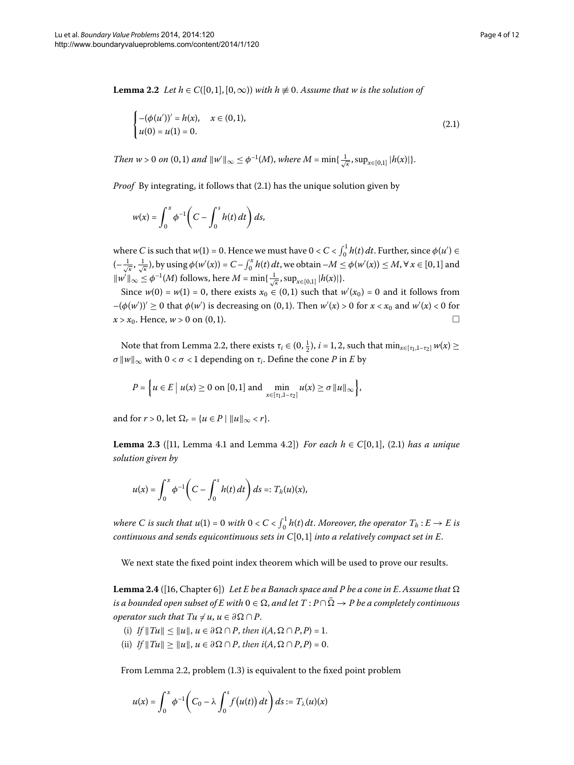**Lemma 2.2** *Let $h \in C([0,1],[0,\infty))$ with $h \not\equiv 0$. Assume that $w$ is the solution of*

$$\begin{cases} -(\phi(u'))' = h(x), & x \in (0,1), \\ u(0) = u(1) = 0. \end{cases} \tag{2.1}$$

*Then $w > 0$ on $(0,1)$ and $\|w'\|_\infty \le \phi^{-1}(M)$, where $M = \min\{\frac{1}{\sqrt{\kappa}}, \sup_{x\in[0,1]} |h(x)|\}$.*

*Proof* By integrating, it follows that (2.1) has the unique solution given by

$$w(x) = \int_0^x \phi^{-1}\left(C - \int_0^s h(t)\,dt\right) ds,$$

where $C$ is such that $w(1) = 0$. Hence we must have $0 < C < \int_0^1 h(t)\,dt$. Further, since $\phi(u') \in (-\frac{1}{\sqrt{\kappa}}, \frac{1}{\sqrt{\kappa}})$, by using $\phi(w'(x)) = C - \int_0^x h(t)\,dt$, we obtain $-M \le \phi(w'(x)) \le M$, $\forall x \in [0,1]$ and $\|w'\|_\infty \le \phi^{-1}(M)$ follows, here $M = \min\{\frac{1}{\sqrt{\kappa}}, \sup_{x\in[0,1]} |h(x)|\}$.

Since $w(0) = w(1) = 0$, there exists $x_0 \in (0,1)$ such that $w'(x_0) = 0$ and it follows from $-(\phi(w'))' \ge 0$ that $\phi(w')$ is decreasing on $(0,1)$. Then $w'(x) > 0$ for $x < x_0$ and $w'(x) < 0$ for $x > x_0$. Hence, $w > 0$ on $(0,1)$. □

Note that from Lemma 2.2, there exists $\tau_i \in (0, \frac{1}{2})$, $i = 1,2$, such that $\min_{x\in[\tau_1, 1-\tau_2]} w(x) \ge \sigma\|w\|_\infty$ with $0 < \sigma < 1$ depending on $\tau_i$. Define the cone $P$ in $E$ by

$$P = \left\{u \in E \;\middle|\; u(x) \ge 0 \text{ on } [0,1] \text{ and } \min_{x\in[\tau_1,1-\tau_2]} u(x) \ge \sigma\|u\|_\infty\right\},$$

and for $r > 0$, let $\Omega_r = \{u \in P \mid \|u\|_\infty < r\}$.

**Lemma 2.3** ([11, Lemma 4.1 and Lemma 4.2]) *For each $h \in C[0,1]$, (2.1) has a unique solution given by*

$$u(x) = \int_0^x \phi^{-1}\left(C - \int_0^s h(t)\,dt\right) ds =: T_h(u)(x),$$

*where $C$ is such that $u(1) = 0$ with $0 < C < \int_0^1 h(t)\,dt$. Moreover, the operator $T_h : E \to E$ is continuous and sends equicontinuous sets in $C[0,1]$ into a relatively compact set in $E$.*

We next state the fixed point index theorem which will be used to prove our results.

**Lemma 2.4** ([16, Chapter 6]) *Let $E$ be a Banach space and $P$ be a cone in $E$. Assume that $\Omega$ is a bounded open subset of $E$ with $0 \in \Omega$, and let $T : P \cap \bar{\Omega} \to P$ be a completely continuous operator such that $Tu \ne u$, $u \in \partial\Omega \cap P$.*

(i) *If $\|Tu\| \le \|u\|$, $u \in \partial\Omega \cap P$, then $i(A, \Omega \cap P, P) = 1$.*
(ii) *If $\|Tu\| \ge \|u\|$, $u \in \partial\Omega \cap P$, then $i(A, \Omega \cap P, P) = 0$.*

From Lemma 2.2, problem (1.3) is equivalent to the fixed point problem

$$u(x) = \int_0^x \phi^{-1}\left(C_0 - \lambda \int_0^s f\big(u(t)\big)\,dt\right) ds := T_\lambda(u)(x)$$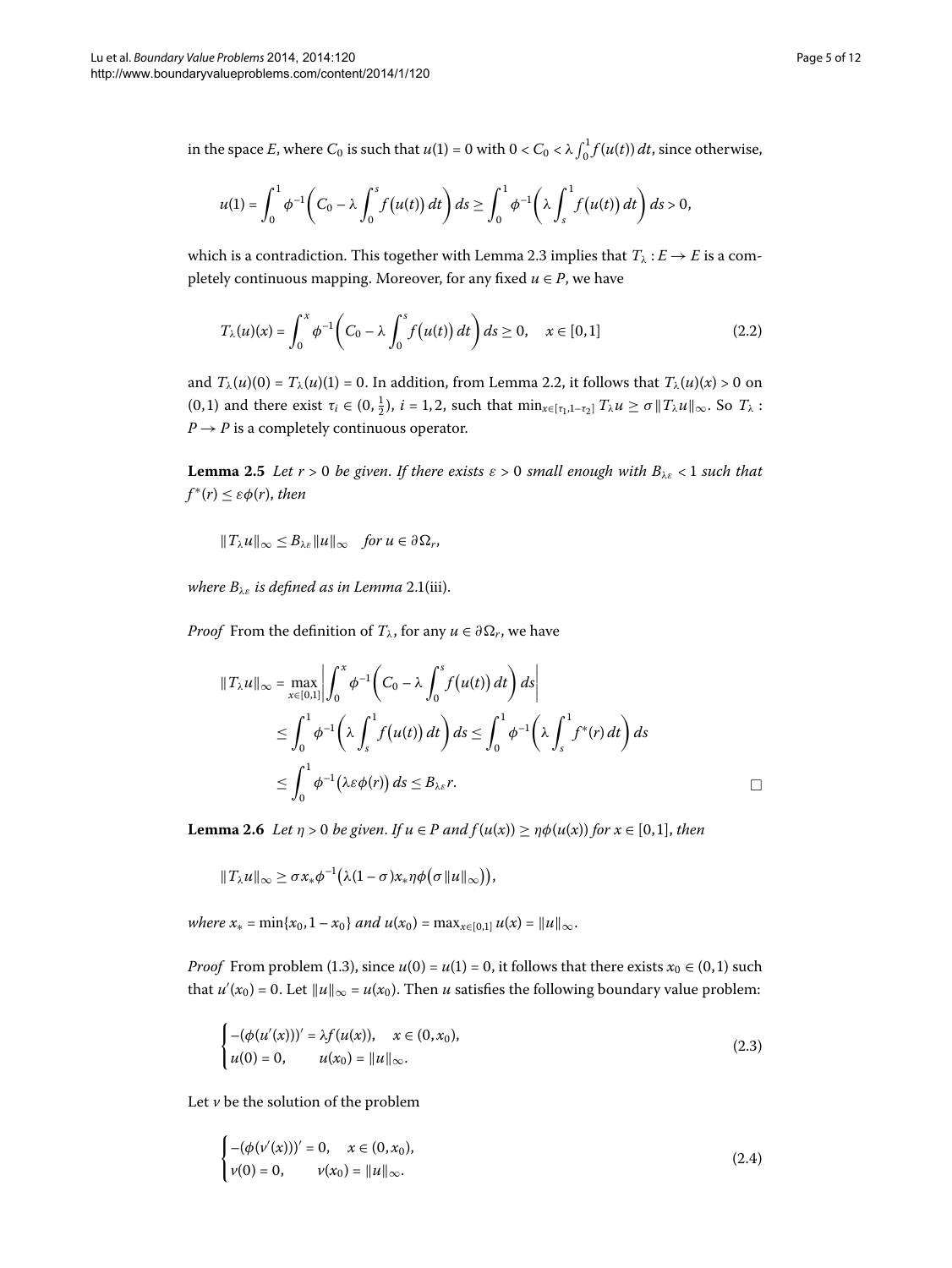in the space $E$, where $C_0$ is such that $u(1) = 0$ with $0 < C_0 < \lambda \int_0^1 f(u(t))\,dt$, since otherwise,

$$u(1) = \int_0^1 \phi^{-1}\left( C_0 - \lambda \int_0^s f\big(u(t)\big)\,dt \right) ds \geq \int_0^1 \phi^{-1}\left( \lambda \int_s^1 f\big(u(t)\big)\,dt \right) ds > 0,$$

which is a contradiction. This together with Lemma 2.3 implies that $T_\lambda : E \to E$ is a completely continuous mapping. Moreover, for any fixed $u \in P$, we have

$$T_\lambda(u)(x) = \int_0^x \phi^{-1}\left( C_0 - \lambda \int_0^s f\big(u(t)\big)\,dt \right) ds \geq 0, \quad x \in [0,1] \tag{2.2}$$

and $T_\lambda(u)(0) = T_\lambda(u)(1) = 0$. In addition, from Lemma 2.2, it follows that $T_\lambda(u)(x) > 0$ on $(0,1)$ and there exist $\tau_i \in (0, \frac{1}{2})$, $i = 1,2$, such that $\min_{x\in[\tau_1, 1-\tau_2]} T_\lambda u \geq \sigma \|T_\lambda u\|_\infty$. So $T_\lambda : P \to P$ is a completely continuous operator.

**Lemma 2.5** *Let $r > 0$ be given. If there exists $\varepsilon > 0$ small enough with $B_{\lambda\varepsilon} < 1$ such that $f^*(r) \leq \varepsilon \phi(r)$, then*

$$\|T_\lambda u\|_\infty \leq B_{\lambda\varepsilon} \|u\|_\infty \quad \textit{for } u \in \partial\Omega_r,$$

*where $B_{\lambda\varepsilon}$ is defined as in Lemma 2.1(iii).*

*Proof* From the definition of $T_\lambda$, for any $u \in \partial\Omega_r$, we have

$$\begin{aligned}
\|T_\lambda u\|_\infty &= \max_{x\in[0,1]} \left| \int_0^x \phi^{-1}\left( C_0 - \lambda \int_0^s f\big(u(t)\big)\,dt \right) ds \right| \\
&\leq \int_0^1 \phi^{-1}\left( \lambda \int_s^1 f\big(u(t)\big)\,dt \right) ds \leq \int_0^1 \phi^{-1}\left( \lambda \int_s^1 f^*(r)\,dt \right) ds \\
&\leq \int_0^1 \phi^{-1}\big(\lambda\varepsilon\phi(r)\big)\,ds \leq B_{\lambda\varepsilon} r.
\end{aligned}$$

□

**Lemma 2.6** *Let $\eta > 0$ be given. If $u \in P$ and $f(u(x)) \geq \eta\phi(u(x))$ for $x \in [0,1]$, then*

$$\|T_\lambda u\|_\infty \geq \sigma x_* \phi^{-1}\big(\lambda(1-\sigma)x_*\eta\phi\big(\sigma\|u\|_\infty\big)\big),$$

*where $x_* = \min\{x_0, 1-x_0\}$ and $u(x_0) = \max_{x\in[0,1]} u(x) = \|u\|_\infty$.*

*Proof* From problem (1.3), since $u(0) = u(1) = 0$, it follows that there exists $x_0 \in (0,1)$ such that $u'(x_0) = 0$. Let $\|u\|_\infty = u(x_0)$. Then $u$ satisfies the following boundary value problem:

$$\begin{cases} -(\phi(u'(x)))' = \lambda f(u(x)), & x \in (0, x_0), \\ u(0) = 0, & u(x_0) = \|u\|_\infty. \end{cases} \tag{2.3}$$

Let $v$ be the solution of the problem

$$\begin{cases} -(\phi(v'(x)))' = 0, & x \in (0, x_0), \\ v(0) = 0, & v(x_0) = \|u\|_\infty. \end{cases} \tag{2.4}$$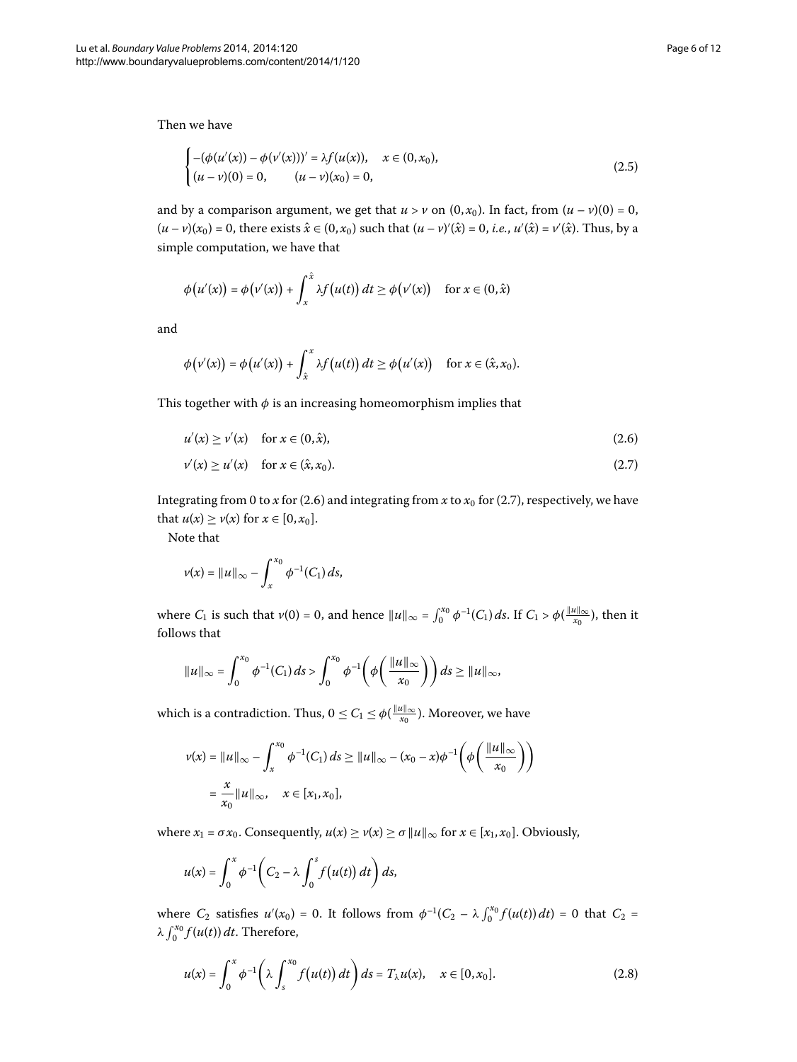Then we have

$$
\begin{cases}
-(\phi(u'(x)) - \phi(v'(x)))' = \lambda f(u(x)), & x \in (0, x_0), \\
(u-v)(0) = 0, \qquad (u-v)(x_0) = 0,
\end{cases}
\tag{2.5}
$$

and by a comparison argument, we get that $u > v$ on $(0, x_0)$. In fact, from $(u-v)(0) = 0$, $(u-v)(x_0) = 0$, there exists $\hat{x} \in (0, x_0)$ such that $(u-v)'(\hat{x}) = 0$, *i.e.*, $u'(\hat{x}) = v'(\hat{x})$. Thus, by a simple computation, we have that

$$
\phi\big(u'(x)\big) = \phi\big(v'(x)\big) + \int_x^{\hat{x}} \lambda f\big(u(t)\big)\,dt \ge \phi\big(v'(x)\big) \quad \text{for } x \in (0, \hat{x})
$$

and

$$
\phi\big(v'(x)\big) = \phi\big(u'(x)\big) + \int_{\hat{x}}^{x} \lambda f\big(u(t)\big)\,dt \ge \phi\big(u'(x)\big) \quad \text{for } x \in (\hat{x}, x_0).
$$

This together with $\phi$ is an increasing homeomorphism implies that

$$
u'(x) \ge v'(x) \quad \text{for } x \in (0, \hat{x}), \tag{2.6}
$$

$$
v'(x) \ge u'(x) \quad \text{for } x \in (\hat{x}, x_0). \tag{2.7}
$$

Integrating from 0 to $x$ for (2.6) and integrating from $x$ to $x_0$ for (2.7), respectively, we have that $u(x) \ge v(x)$ for $x \in [0, x_0]$.

Note that

$$
v(x) = \|u\|_\infty - \int_x^{x_0} \phi^{-1}(C_1)\,ds,
$$

where $C_1$ is such that $v(0) = 0$, and hence $\|u\|_\infty = \int_0^{x_0} \phi^{-1}(C_1)\,ds$. If $C_1 > \phi(\frac{\|u\|_\infty}{x_0})$, then it follows that

$$
\|u\|_\infty = \int_0^{x_0} \phi^{-1}(C_1)\,ds > \int_0^{x_0} \phi^{-1}\left(\phi\left(\frac{\|u\|_\infty}{x_0}\right)\right) ds \ge \|u\|_\infty,
$$

which is a contradiction. Thus, $0 \le C_1 \le \phi(\frac{\|u\|_\infty}{x_0})$. Moreover, we have

$$
\begin{aligned}
v(x) &= \|u\|_\infty - \int_x^{x_0} \phi^{-1}(C_1)\,ds \ge \|u\|_\infty - (x_0 - x)\phi^{-1}\left(\phi\left(\frac{\|u\|_\infty}{x_0}\right)\right) \\
&= \frac{x}{x_0}\|u\|_\infty, \quad x \in [x_1, x_0],
\end{aligned}
$$

where $x_1 = \sigma x_0$. Consequently, $u(x) \ge v(x) \ge \sigma \|u\|_\infty$ for $x \in [x_1, x_0]$. Obviously,

$$
u(x) = \int_0^x \phi^{-1}\left(C_2 - \lambda \int_0^s f\big(u(t)\big)\,dt\right) ds,
$$

where $C_2$ satisfies $u'(x_0) = 0$. It follows from $\phi^{-1}(C_2 - \lambda \int_0^{x_0} f(u(t))\,dt) = 0$ that $C_2 = \lambda \int_0^{x_0} f(u(t))\,dt$. Therefore,

$$
u(x) = \int_0^x \phi^{-1}\left(\lambda \int_s^{x_0} f\big(u(t)\big)\,dt\right) ds = T_\lambda u(x), \quad x \in [0, x_0]. \tag{2.8}
$$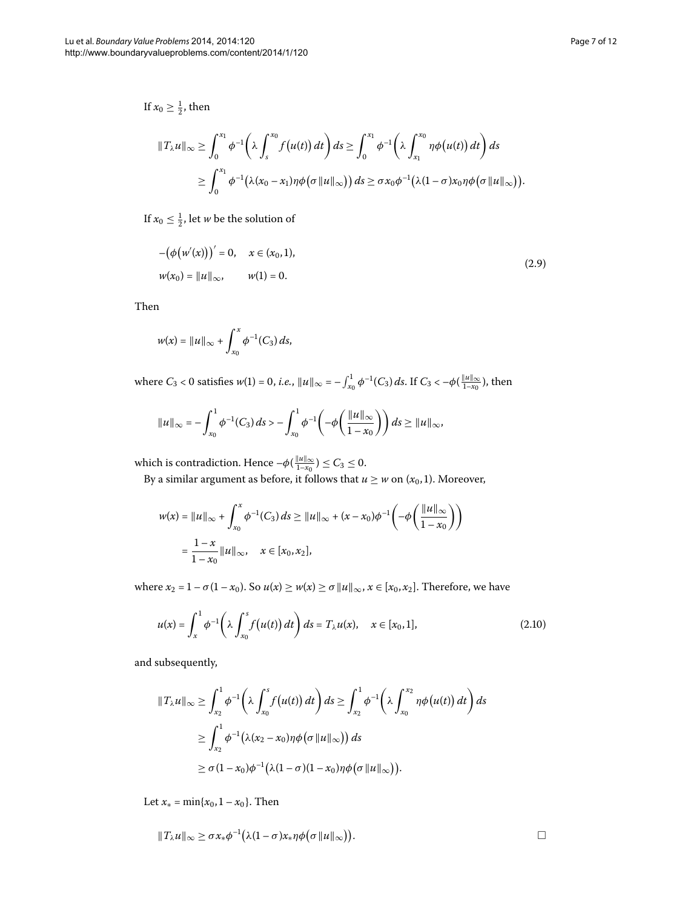If $x_0 \geq \frac{1}{2}$, then

$$
\begin{aligned}
\|T_\lambda u\|_\infty &\geq \int_0^{x_1} \phi^{-1}\left(\lambda \int_s^{x_0} f\big(u(t)\big)\,dt\right) ds \geq \int_0^{x_1} \phi^{-1}\left(\lambda \int_{x_1}^{x_0} \eta\phi\big(u(t)\big)\,dt\right) ds \\
&\geq \int_0^{x_1} \phi^{-1}\big(\lambda(x_0 - x_1)\eta\phi\big(\sigma\|u\|_\infty\big)\big)\,ds \geq \sigma x_0 \phi^{-1}\big(\lambda(1-\sigma)x_0\eta\phi\big(\sigma\|u\|_\infty\big)\big).
\end{aligned}
$$

If $x_0 \leq \frac{1}{2}$, let $w$ be the solution of

$$
\begin{aligned}
&-\big(\phi\big(w'(x)\big)\big)' = 0, \quad x \in (x_0, 1), \\
&w(x_0) = \|u\|_\infty, \qquad w(1) = 0.
\end{aligned}
\tag{2.9}
$$

Then

$$
w(x) = \|u\|_\infty + \int_{x_0}^{x} \phi^{-1}(C_3)\,ds,
$$

where $C_3 < 0$ satisfies $w(1) = 0$, *i.e.*, $\|u\|_\infty = -\int_{x_0}^{1} \phi^{-1}(C_3)\,ds$. If $C_3 < -\phi(\frac{\|u\|_\infty}{1-x_0})$, then

$$
\|u\|_\infty = -\int_{x_0}^{1} \phi^{-1}(C_3)\,ds > -\int_{x_0}^{1} \phi^{-1}\left(-\phi\left(\frac{\|u\|_\infty}{1-x_0}\right)\right) ds \geq \|u\|_\infty,
$$

which is contradiction. Hence $-\phi(\frac{\|u\|_\infty}{1-x_0}) \leq C_3 \leq 0$.

By a similar argument as before, it follows that $u \geq w$ on $(x_0, 1)$. Moreover,

$$
\begin{aligned}
w(x) &= \|u\|_\infty + \int_{x_0}^{x} \phi^{-1}(C_3)\,ds \geq \|u\|_\infty + (x - x_0)\phi^{-1}\left(-\phi\left(\frac{\|u\|_\infty}{1-x_0}\right)\right) \\
&= \frac{1-x}{1-x_0}\|u\|_\infty, \quad x \in [x_0, x_2],
\end{aligned}
$$

where $x_2 = 1 - \sigma(1-x_0)$. So $u(x) \geq w(x) \geq \sigma\|u\|_\infty$, $x \in [x_0, x_2]$. Therefore, we have

$$
u(x) = \int_x^1 \phi^{-1}\left(\lambda \int_{x_0}^{s} f\big(u(t)\big)\,dt\right) ds = T_\lambda u(x), \quad x \in [x_0, 1],
\tag{2.10}
$$

and subsequently,

$$
\begin{aligned}
\|T_\lambda u\|_\infty &\geq \int_{x_2}^{1} \phi^{-1}\left(\lambda \int_{x_0}^{s} f\big(u(t)\big)\,dt\right) ds \geq \int_{x_2}^{1} \phi^{-1}\left(\lambda \int_{x_0}^{x_2} \eta\phi\big(u(t)\big)\,dt\right) ds \\
&\geq \int_{x_2}^{1} \phi^{-1}\big(\lambda(x_2 - x_0)\eta\phi\big(\sigma\|u\|_\infty\big)\big)\,ds \\
&\geq \sigma(1-x_0)\phi^{-1}\big(\lambda(1-\sigma)(1-x_0)\eta\phi\big(\sigma\|u\|_\infty\big)\big).
\end{aligned}
$$

Let $x_* = \min\{x_0, 1-x_0\}$. Then

$$
\|T_\lambda u\|_\infty \geq \sigma x_* \phi^{-1}\big(\lambda(1-\sigma)x_*\eta\phi\big(\sigma\|u\|_\infty\big)\big). \qquad \square
$$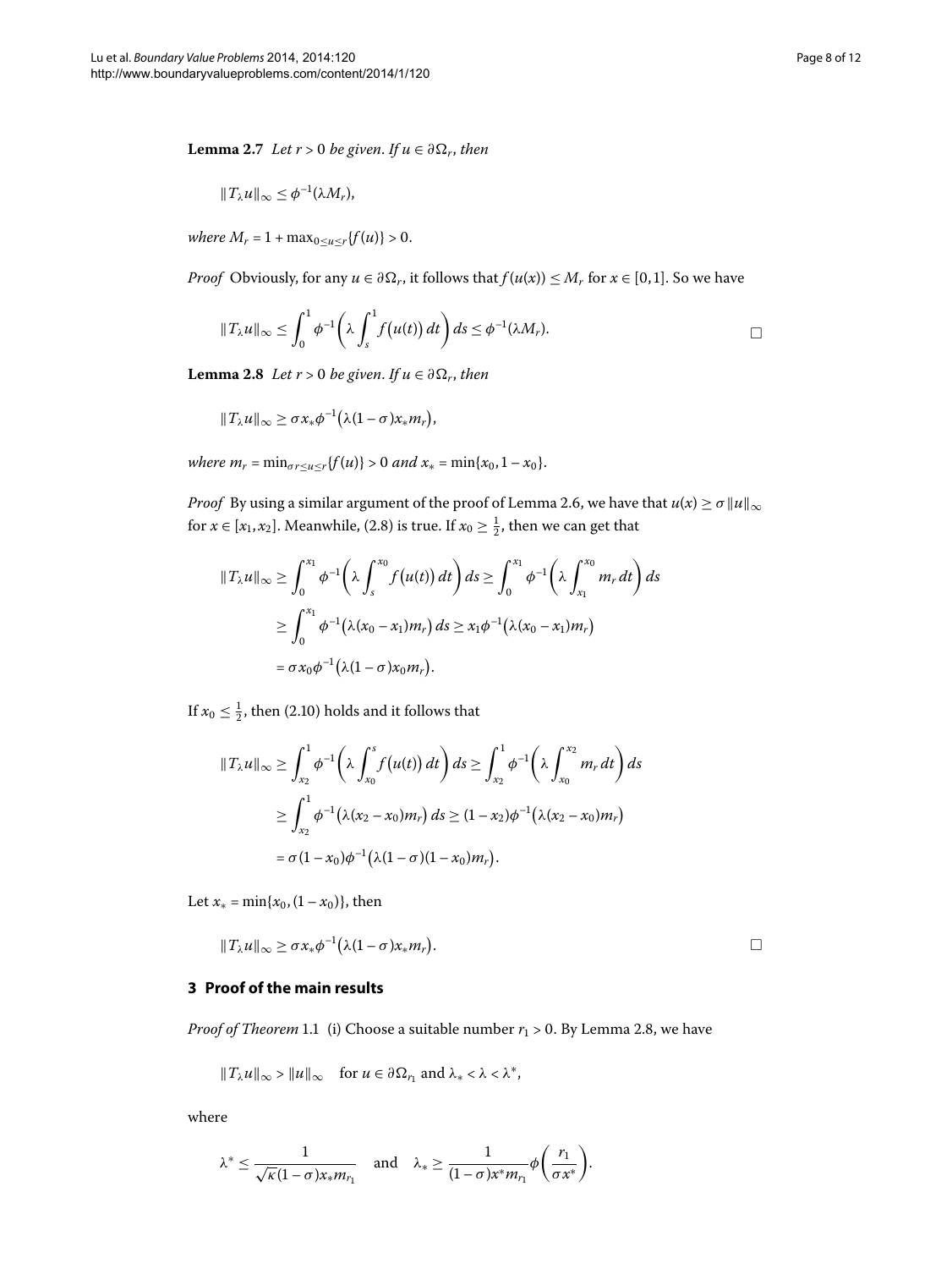**Lemma 2.7** *Let $r > 0$ be given. If $u \in \partial\Omega_r$, then*

$$\|T_\lambda u\|_\infty \le \phi^{-1}(\lambda M_r),$$

*where $M_r = 1 + \max_{0\le u\le r}\{f(u)\} > 0$.*

*Proof* Obviously, for any $u \in \partial\Omega_r$, it follows that $f(u(x)) \le M_r$ for $x \in [0,1]$. So we have

$$\|T_\lambda u\|_\infty \le \int_0^1 \phi^{-1}\left(\lambda \int_s^1 f\big(u(t)\big)\,dt\right)ds \le \phi^{-1}(\lambda M_r). \qquad \square$$

**Lemma 2.8** *Let $r > 0$ be given. If $u \in \partial\Omega_r$, then*

$$\|T_\lambda u\|_\infty \ge \sigma x_* \phi^{-1}\big(\lambda(1-\sigma)x_* m_r\big),$$

*where $m_r = \min_{\sigma r\le u\le r}\{f(u)\} > 0$ and $x_* = \min\{x_0, 1-x_0\}$.*

*Proof* By using a similar argument of the proof of Lemma 2.6, we have that $u(x) \ge \sigma\|u\|_\infty$ for $x \in [x_1, x_2]$. Meanwhile, (2.8) is true. If $x_0 \ge \frac{1}{2}$, then we can get that

$$\begin{aligned}
\|T_\lambda u\|_\infty &\ge \int_0^{x_1} \phi^{-1}\left(\lambda \int_s^{x_0} f\big(u(t)\big)\,dt\right)ds \ge \int_0^{x_1} \phi^{-1}\left(\lambda \int_{x_1}^{x_0} m_r\,dt\right)ds \\
&\ge \int_0^{x_1} \phi^{-1}\big(\lambda(x_0 - x_1)m_r\big)\,ds \ge x_1\phi^{-1}\big(\lambda(x_0-x_1)m_r\big) \\
&= \sigma x_0 \phi^{-1}\big(\lambda(1-\sigma)x_0 m_r\big).
\end{aligned}$$

If $x_0 \le \frac{1}{2}$, then (2.10) holds and it follows that

$$\begin{aligned}
\|T_\lambda u\|_\infty &\ge \int_{x_2}^1 \phi^{-1}\left(\lambda \int_{x_0}^{s} f\big(u(t)\big)\,dt\right)ds \ge \int_{x_2}^1 \phi^{-1}\left(\lambda \int_{x_0}^{x_2} m_r\,dt\right)ds \\
&\ge \int_{x_2}^1 \phi^{-1}\big(\lambda(x_2 - x_0)m_r\big)\,ds \ge (1-x_2)\phi^{-1}\big(\lambda(x_2-x_0)m_r\big) \\
&= \sigma(1-x_0)\phi^{-1}\big(\lambda(1-\sigma)(1-x_0)m_r\big).
\end{aligned}$$

Let $x_* = \min\{x_0, (1-x_0)\}$, then

$$\|T_\lambda u\|_\infty \ge \sigma x_* \phi^{-1}\big(\lambda(1-\sigma)x_* m_r\big). \qquad \square$$

## 3 Proof of the main results

*Proof of Theorem* 1.1 (i) Choose a suitable number $r_1 > 0$. By Lemma 2.8, we have

$$\|T_\lambda u\|_\infty > \|u\|_\infty \quad \text{for } u \in \partial\Omega_{r_1} \text{ and } \lambda_* < \lambda < \lambda^*,$$

where

$$\lambda^* \le \frac{1}{\sqrt{\kappa}(1-\sigma)x_* m_{r_1}} \quad \text{and} \quad \lambda_* \ge \frac{1}{(1-\sigma)x^* m_{r_1}}\phi\left(\frac{r_1}{\sigma x^*}\right).$$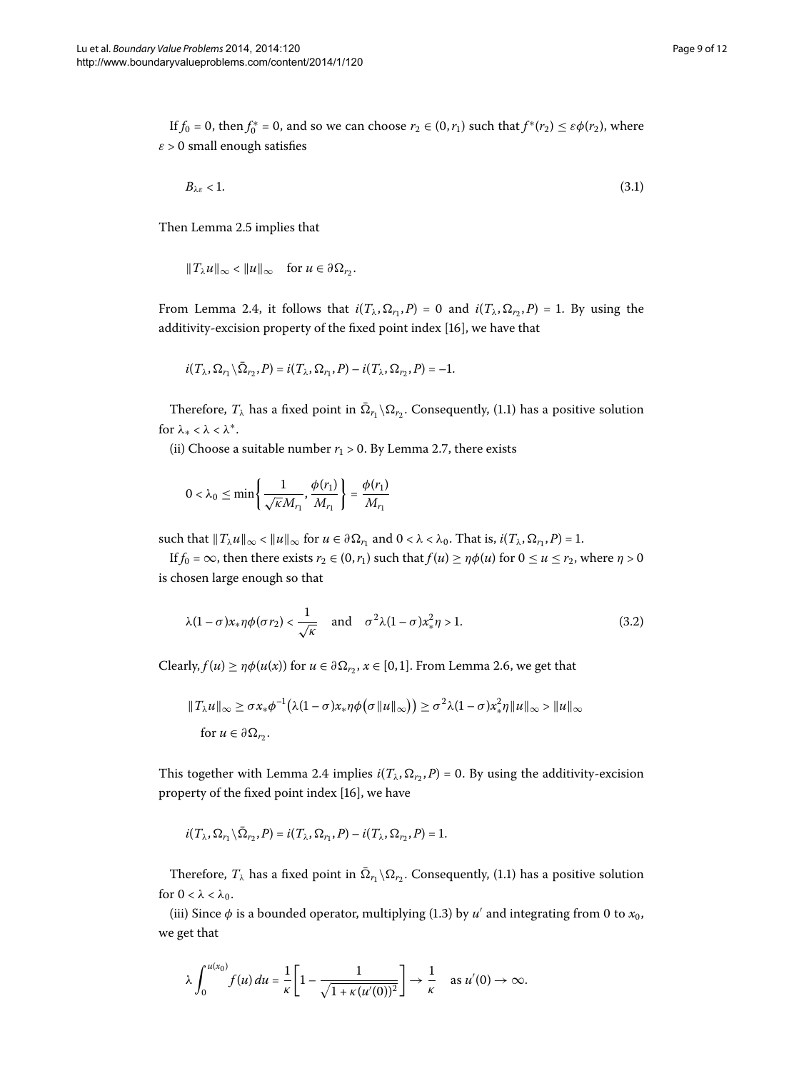If $f_0 = 0$, then $f_0^* = 0$, and so we can choose $r_2 \in (0, r_1)$ such that $f^*(r_2) \leq \varepsilon\phi(r_2)$, where $\varepsilon > 0$ small enough satisfies

$$B_{\lambda\varepsilon} < 1. \tag{3.1}$$

Then Lemma 2.5 implies that

$$\|T_\lambda u\|_\infty < \|u\|_\infty \quad \text{for } u \in \partial\Omega_{r_2}.$$

From Lemma 2.4, it follows that $i(T_\lambda, \Omega_{r_1}, P) = 0$ and $i(T_\lambda, \Omega_{r_2}, P) = 1$. By using the additivity-excision property of the fixed point index [16], we have that

$$i(T_\lambda, \Omega_{r_1} \setminus \bar{\Omega}_{r_2}, P) = i(T_\lambda, \Omega_{r_1}, P) - i(T_\lambda, \Omega_{r_2}, P) = -1.$$

Therefore, $T_\lambda$ has a fixed point in $\bar{\Omega}_{r_1} \setminus \Omega_{r_2}$. Consequently, (1.1) has a positive solution for $\lambda_* < \lambda < \lambda^*$.

(ii) Choose a suitable number $r_1 > 0$. By Lemma 2.7, there exists

$$0 < \lambda_0 \leq \min\left\{\frac{1}{\sqrt{\kappa}M_{r_1}}, \frac{\phi(r_1)}{M_{r_1}}\right\} = \frac{\phi(r_1)}{M_{r_1}}$$

such that $\|T_\lambda u\|_\infty < \|u\|_\infty$ for $u \in \partial\Omega_{r_1}$ and $0 < \lambda < \lambda_0$. That is, $i(T_\lambda, \Omega_{r_1}, P) = 1$.

If $f_0 = \infty$, then there exists $r_2 \in (0, r_1)$ such that $f(u) \geq \eta\phi(u)$ for $0 \leq u \leq r_2$, where $\eta > 0$ is chosen large enough so that

$$\lambda(1-\sigma)x_*\eta\phi(\sigma r_2) < \frac{1}{\sqrt{\kappa}} \quad \text{and} \quad \sigma^2\lambda(1-\sigma)x_*^2\eta > 1. \tag{3.2}$$

Clearly, $f(u) \geq \eta\phi(u(x))$ for $u \in \partial\Omega_{r_2}$, $x \in [0,1]$. From Lemma 2.6, we get that

$$\begin{aligned}\|T_\lambda u\|_\infty &\geq \sigma x_*\phi^{-1}\big(\lambda(1-\sigma)x_*\eta\phi\big(\sigma\|u\|_\infty\big)\big) \geq \sigma^2\lambda(1-\sigma)x_*^2\eta\|u\|_\infty > \|u\|_\infty \\ &\quad \text{for } u \in \partial\Omega_{r_2}.\end{aligned}$$

This together with Lemma 2.4 implies $i(T_\lambda, \Omega_{r_2}, P) = 0$. By using the additivity-excision property of the fixed point index [16], we have

$$i(T_\lambda, \Omega_{r_1} \setminus \bar{\Omega}_{r_2}, P) = i(T_\lambda, \Omega_{r_1}, P) - i(T_\lambda, \Omega_{r_2}, P) = 1.$$

Therefore, $T_\lambda$ has a fixed point in $\bar{\Omega}_{r_1} \setminus \Omega_{r_2}$. Consequently, (1.1) has a positive solution for $0 < \lambda < \lambda_0$.

(iii) Since $\phi$ is a bounded operator, multiplying (1.3) by $u'$ and integrating from 0 to $x_0$, we get that

$$\lambda\int_0^{u(x_0)} f(u)\,du = \frac{1}{\kappa}\left[1 - \frac{1}{\sqrt{1+\kappa(u'(0))^2}}\right] \to \frac{1}{\kappa} \quad \text{as } u'(0) \to \infty.$$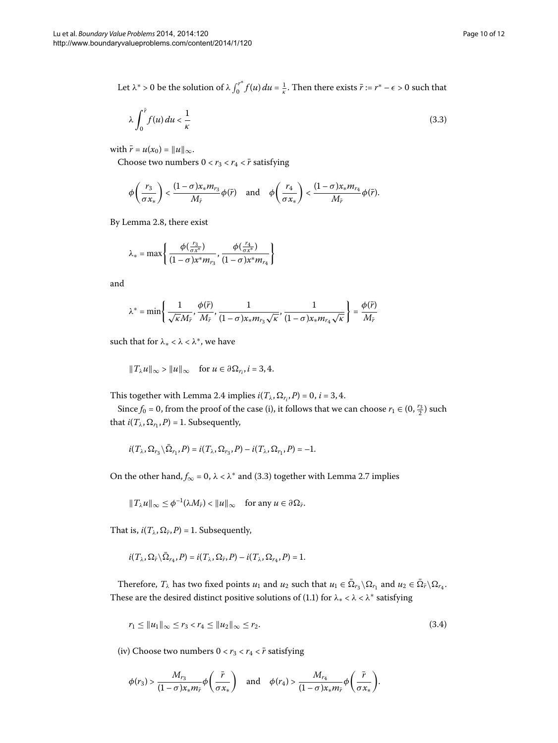Let $\lambda^* > 0$ be the solution of $\lambda \int_0^{r^*} f(u)\,du = \frac{1}{\kappa}$. Then there exists $\bar{r} := r^* - \epsilon > 0$ such that

$$\lambda \int_0^{\bar{r}} f(u)\,du < \frac{1}{\kappa} \tag{3.3}$$

with $\bar{r} = u(x_0) = \|u\|_\infty$.

Choose two numbers $0 < r_3 < r_4 < \bar{r}$ satisfying

$$\phi\left(\frac{r_3}{\sigma x_*}\right) < \frac{(1-\sigma)x_* m_{r_3}}{M_{\bar{r}}}\phi(\bar{r}) \quad \text{and} \quad \phi\left(\frac{r_4}{\sigma x_*}\right) < \frac{(1-\sigma)x_* m_{r_4}}{M_{\bar{r}}}\phi(\bar{r}).$$

By Lemma 2.8, there exist

$$\lambda_* = \max\left\{ \frac{\phi(\frac{r_3}{\sigma x^*})}{(1-\sigma)x^* m_{r_3}}, \frac{\phi(\frac{r_4}{\sigma x^*})}{(1-\sigma)x^* m_{r_4}} \right\}$$

and

$$\lambda^* = \min\left\{ \frac{1}{\sqrt{\kappa}M_{\bar{r}}}, \frac{\phi(\bar{r})}{M_{\bar{r}}}, \frac{1}{(1-\sigma)x_* m_{r_3}\sqrt{\kappa}}, \frac{1}{(1-\sigma)x_* m_{r_4}\sqrt{\kappa}} \right\} = \frac{\phi(\bar{r})}{M_{\bar{r}}}$$

such that for $\lambda_* < \lambda < \lambda^*$, we have

$$\|T_\lambda u\|_\infty > \|u\|_\infty \quad \text{for } u \in \partial\Omega_{r_i}, i = 3, 4.$$

This together with Lemma 2.4 implies $i(T_\lambda, \Omega_{r_i}, P) = 0$, $i = 3, 4$.

Since $f_0 = 0$, from the proof of the case (i), it follows that we can choose $r_1 \in (0, \frac{r_3}{2})$ such that $i(T_\lambda, \Omega_{r_1}, P) = 1$. Subsequently,

$$i(T_\lambda, \Omega_{r_3} \setminus \bar{\Omega}_{r_1}, P) = i(T_\lambda, \Omega_{r_3}, P) - i(T_\lambda, \Omega_{r_1}, P) = -1.$$

On the other hand, $f_\infty = 0$, $\lambda < \lambda^*$ and (3.3) together with Lemma 2.7 implies

$$\|T_\lambda u\|_\infty \le \phi^{-1}(\lambda M_{\bar{r}}) < \|u\|_\infty \quad \text{for any } u \in \partial\Omega_{\bar{r}}.$$

That is, $i(T_\lambda, \Omega_{\bar{r}}, P) = 1$. Subsequently,

$$i(T_\lambda, \Omega_{\bar{r}} \setminus \bar{\Omega}_{r_4}, P) = i(T_\lambda, \Omega_{\bar{r}}, P) - i(T_\lambda, \Omega_{r_4}, P) = 1.$$

Therefore, $T_\lambda$ has two fixed points $u_1$ and $u_2$ such that $u_1 \in \bar{\Omega}_{r_3} \setminus \Omega_{r_1}$ and $u_2 \in \bar{\Omega}_{\bar{r}} \setminus \Omega_{r_4}$. These are the desired distinct positive solutions of (1.1) for $\lambda_* < \lambda < \lambda^*$ satisfying

$$r_1 \le \|u_1\|_\infty \le r_3 < r_4 \le \|u_2\|_\infty \le r_2. \tag{3.4}$$

(iv) Choose two numbers $0 < r_3 < r_4 < \bar{r}$ satisfying

$$\phi(r_3) > \frac{M_{r_3}}{(1-\sigma)x_* m_{\bar{r}}}\phi\left(\frac{\bar{r}}{\sigma x_*}\right) \quad \text{and} \quad \phi(r_4) > \frac{M_{r_4}}{(1-\sigma)x_* m_{\bar{r}}}\phi\left(\frac{\bar{r}}{\sigma x_*}\right).$$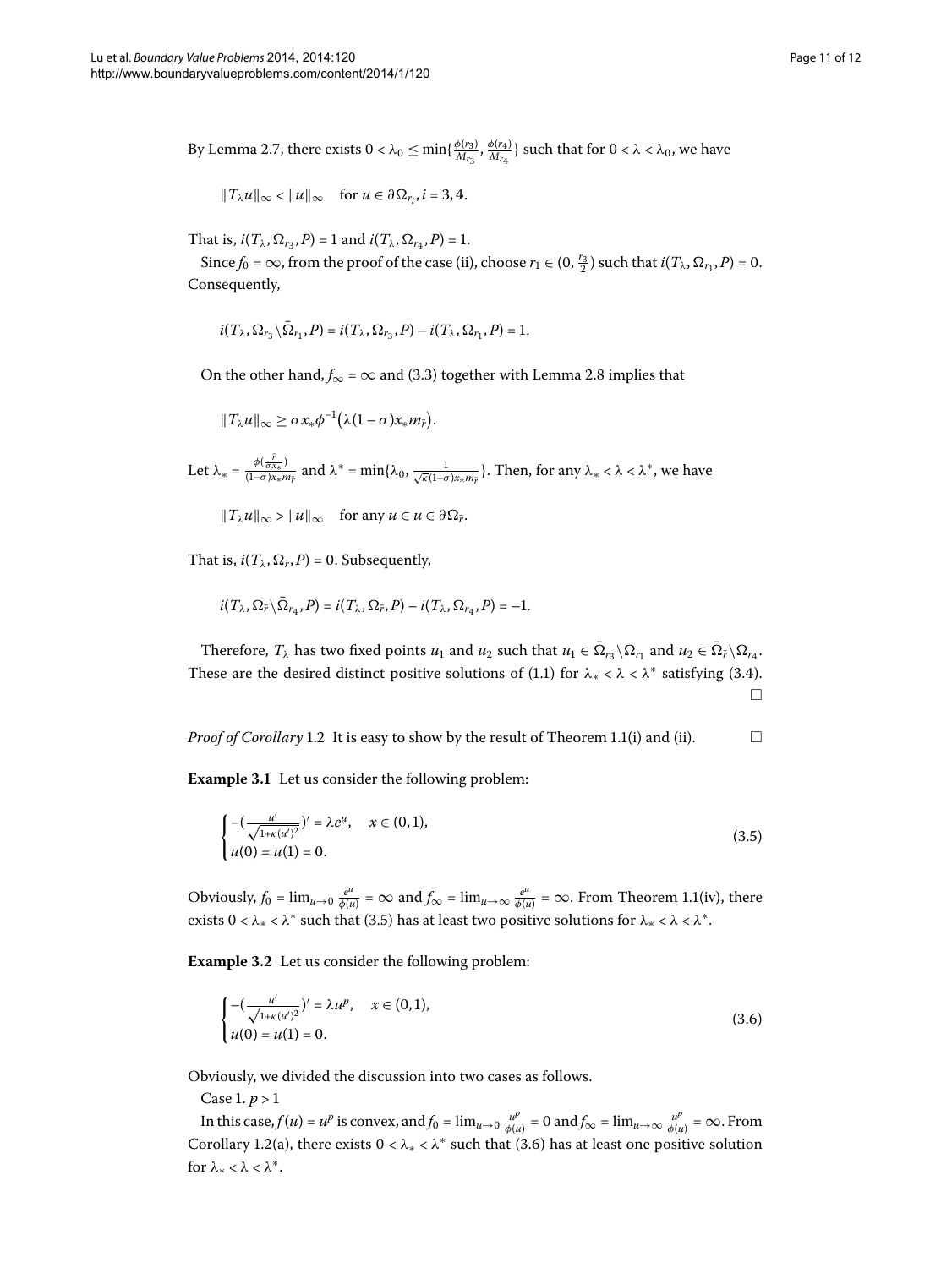By Lemma 2.7, there exists $0 < \lambda_0 \leq \min\{\frac{\phi(r_3)}{M_{r_3}}, \frac{\phi(r_4)}{M_{r_4}}\}$ such that for $0 < \lambda < \lambda_0$, we have

$$\|T_\lambda u\|_\infty < \|u\|_\infty \quad \text{for } u \in \partial\Omega_{r_i}, i = 3, 4.$$

That is, $i(T_\lambda, \Omega_{r_3}, P) = 1$ and $i(T_\lambda, \Omega_{r_4}, P) = 1$.

Since $f_0 = \infty$, from the proof of the case (ii), choose $r_1 \in (0, \frac{r_3}{2})$ such that $i(T_\lambda, \Omega_{r_1}, P) = 0$. Consequently,

$$i(T_\lambda, \Omega_{r_3} \setminus \bar{\Omega}_{r_1}, P) = i(T_\lambda, \Omega_{r_3}, P) - i(T_\lambda, \Omega_{r_1}, P) = 1.$$

On the other hand, $f_\infty = \infty$ and (3.3) together with Lemma 2.8 implies that

$$\|T_\lambda u\|_\infty \geq \sigma x_* \phi^{-1}\big(\lambda(1 - \sigma)x_* m_{\bar{r}}\big).$$

Let $\lambda_* = \frac{\phi(\frac{\bar{r}}{\sigma x_*})}{(1-\sigma)x_* m_{\bar{r}}}$ and $\lambda^* = \min\{\lambda_0, \frac{1}{\sqrt{\kappa}(1-\sigma)x_* m_{\bar{r}}}\}$. Then, for any $\lambda_* < \lambda < \lambda^*$, we have

$$\|T_\lambda u\|_\infty > \|u\|_\infty \quad \text{for any } u \in u \in \partial\Omega_{\bar{r}}.$$

That is, $i(T_\lambda, \Omega_{\bar{r}}, P) = 0$. Subsequently,

$$i(T_\lambda, \Omega_{\bar{r}} \setminus \bar{\Omega}_{r_4}, P) = i(T_\lambda, \Omega_{\bar{r}}, P) - i(T_\lambda, \Omega_{r_4}, P) = -1.$$

Therefore, $T_\lambda$ has two fixed points $u_1$ and $u_2$ such that $u_1 \in \bar{\Omega}_{r_3} \setminus \Omega_{r_1}$ and $u_2 \in \bar{\Omega}_{\bar{r}} \setminus \Omega_{r_4}$. These are the desired distinct positive solutions of (1.1) for $\lambda_* < \lambda < \lambda^*$ satisfying (3.4). □

*Proof of Corollary* 1.2 It is easy to show by the result of Theorem 1.1(i) and (ii). □

**Example 3.1** Let us consider the following problem:

$$\begin{cases} -\big(\frac{u'}{\sqrt{1+\kappa(u')^2}}\big)' = \lambda e^u, & x \in (0,1), \\ u(0) = u(1) = 0. \end{cases} \tag{3.5}$$

Obviously, $f_0 = \lim_{u\to 0} \frac{e^u}{\phi(u)} = \infty$ and $f_\infty = \lim_{u\to\infty} \frac{e^u}{\phi(u)} = \infty$. From Theorem 1.1(iv), there exists $0 < \lambda_* < \lambda^*$ such that (3.5) has at least two positive solutions for $\lambda_* < \lambda < \lambda^*$.

**Example 3.2** Let us consider the following problem:

$$\begin{cases} -\big(\frac{u'}{\sqrt{1+\kappa(u')^2}}\big)' = \lambda u^p, & x \in (0,1), \\ u(0) = u(1) = 0. \end{cases} \tag{3.6}$$

Obviously, we divided the discussion into two cases as follows.

Case 1. $p > 1$

In this case, $f(u) = u^p$ is convex, and $f_0 = \lim_{u\to 0} \frac{u^p}{\phi(u)} = 0$ and $f_\infty = \lim_{u\to\infty} \frac{u^p}{\phi(u)} = \infty$. From Corollary 1.2(a), there exists $0 < \lambda_* < \lambda^*$ such that (3.6) has at least one positive solution for $\lambda_* < \lambda < \lambda^*$.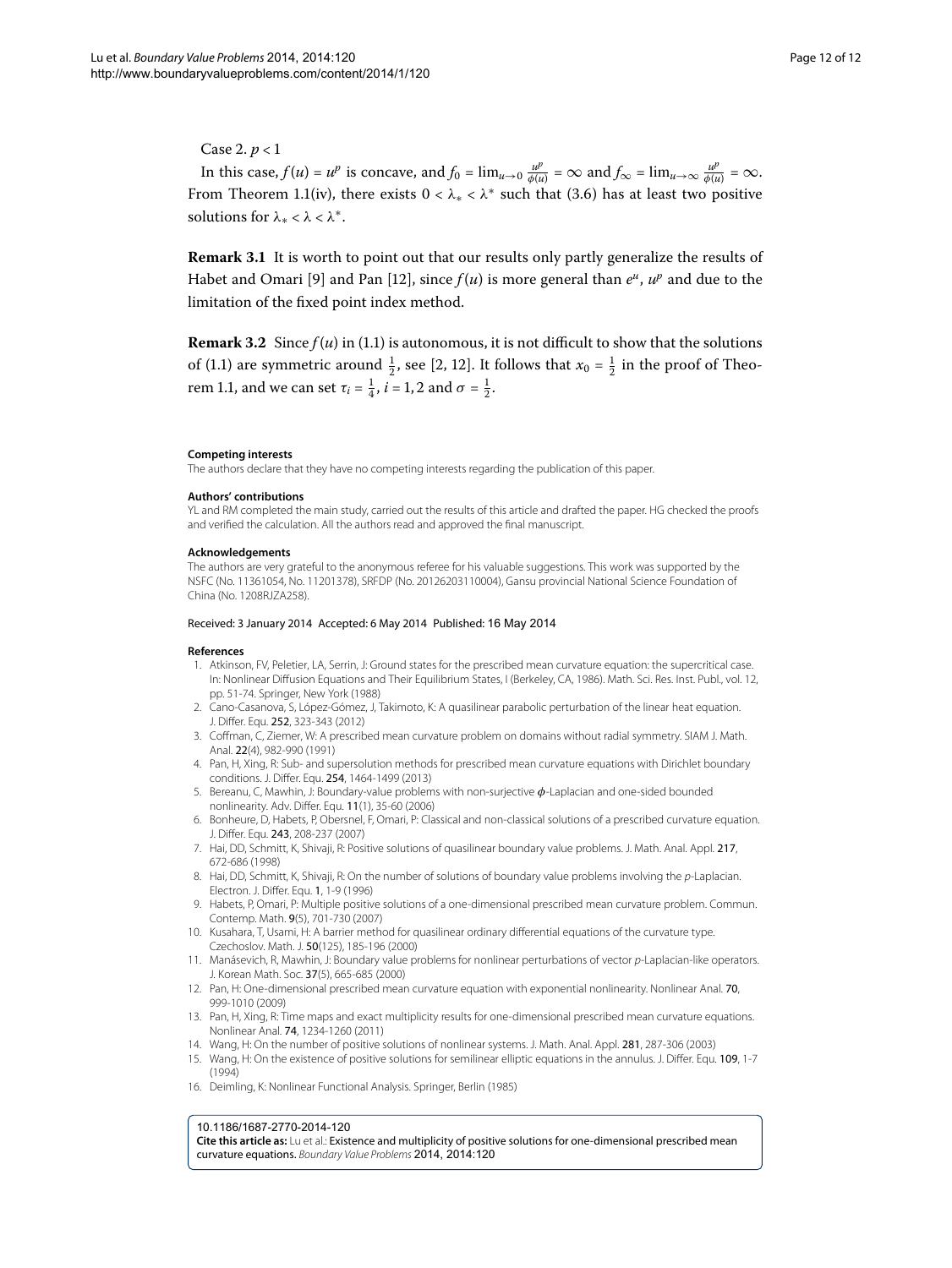Case 2. $p < 1$

In this case, $f(u) = u^p$ is concave, and $f_0 = \lim_{u\to 0} \frac{u^p}{\phi(u)} = \infty$ and $f_\infty = \lim_{u\to\infty} \frac{u^p}{\phi(u)} = \infty$. From Theorem 1.1(iv), there exists $0 < \lambda_* < \lambda^*$ such that (3.6) has at least two positive solutions for $\lambda_* < \lambda < \lambda^*$.

**Remark 3.1** It is worth to point out that our results only partly generalize the results of Habet and Omari [9] and Pan [12], since $f(u)$ is more general than $e^u$, $u^p$ and due to the limitation of the fixed point index method.

**Remark 3.2** Since $f(u)$ in (1.1) is autonomous, it is not difficult to show that the solutions of (1.1) are symmetric around $\frac{1}{2}$, see [2, 12]. It follows that $x_0 = \frac{1}{2}$ in the proof of Theorem 1.1, and we can set $\tau_i = \frac{1}{4}$, $i = 1, 2$ and $\sigma = \frac{1}{2}$.

**Competing interests**

The authors declare that they have no competing interests regarding the publication of this paper.

**Authors' contributions**

YL and RM completed the main study, carried out the results of this article and drafted the paper. HG checked the proofs and verified the calculation. All the authors read and approved the final manuscript.

**Acknowledgements**

The authors are very grateful to the anonymous referee for his valuable suggestions. This work was supported by the NSFC (No. 11361054, No. 11201378), SRFDP (No. 20126203110004), Gansu provincial National Science Foundation of China (No. 1208RJZA258).

Received: 3 January 2014 Accepted: 6 May 2014 Published: 16 May 2014

**References**

1. Atkinson, FV, Peletier, LA, Serrin, J: Ground states for the prescribed mean curvature equation: the supercritical case. In: Nonlinear Diffusion Equations and Their Equilibrium States, I (Berkeley, CA, 1986). Math. Sci. Res. Inst. Publ., vol. 12, pp. 51-74. Springer, New York (1988)
2. Cano-Casanova, S, López-Gómez, J, Takimoto, K: A quasilinear parabolic perturbation of the linear heat equation. J. Differ. Equ. **252**, 323-343 (2012)
3. Coffman, C, Ziemer, W: A prescribed mean curvature problem on domains without radial symmetry. SIAM J. Math. Anal. **22**(4), 982-990 (1991)
4. Pan, H, Xing, R: Sub- and supersolution methods for prescribed mean curvature equations with Dirichlet boundary conditions. J. Differ. Equ. **254**, 1464-1499 (2013)
5. Bereanu, C, Mawhin, J: Boundary-value problems with non-surjective $\phi$-Laplacian and one-sided bounded nonlinearity. Adv. Differ. Equ. **11**(1), 35-60 (2006)
6. Bonheure, D, Habets, P, Obersnel, F, Omari, P: Classical and non-classical solutions of a prescribed curvature equation. J. Differ. Equ. **243**, 208-237 (2007)
7. Hai, DD, Schmitt, K, Shivaji, R: Positive solutions of quasilinear boundary value problems. J. Math. Anal. Appl. **217**, 672-686 (1998)
8. Hai, DD, Schmitt, K, Shivaji, R: On the number of solutions of boundary value problems involving the $p$-Laplacian. Electron. J. Differ. Equ. **1**, 1-9 (1996)
9. Habets, P, Omari, P: Multiple positive solutions of a one-dimensional prescribed mean curvature problem. Commun. Contemp. Math. **9**(5), 701-730 (2007)
10. Kusahara, T, Usami, H: A barrier method for quasilinear ordinary differential equations of the curvature type. Czechoslov. Math. J. **50**(125), 185-196 (2000)
11. Manásevich, R, Mawhin, J: Boundary value problems for nonlinear perturbations of vector $p$-Laplacian-like operators. J. Korean Math. Soc. **37**(5), 665-685 (2000)
12. Pan, H: One-dimensional prescribed mean curvature equation with exponential nonlinearity. Nonlinear Anal. **70**, 999-1010 (2009)
13. Pan, H, Xing, R: Time maps and exact multiplicity results for one-dimensional prescribed mean curvature equations. Nonlinear Anal. **74**, 1234-1260 (2011)
14. Wang, H: On the number of positive solutions of nonlinear systems. J. Math. Anal. Appl. **281**, 287-306 (2003)
15. Wang, H: On the existence of positive solutions for semilinear elliptic equations in the annulus. J. Differ. Equ. **109**, 1-7 (1994)
16. Deimling, K: Nonlinear Functional Analysis. Springer, Berlin (1985)

10.1186/1687-2770-2014-120

**Cite this article as:** Lu et al.: Existence and multiplicity of positive solutions for one-dimensional prescribed mean curvature equations. *Boundary Value Problems* 2014, 2014:120